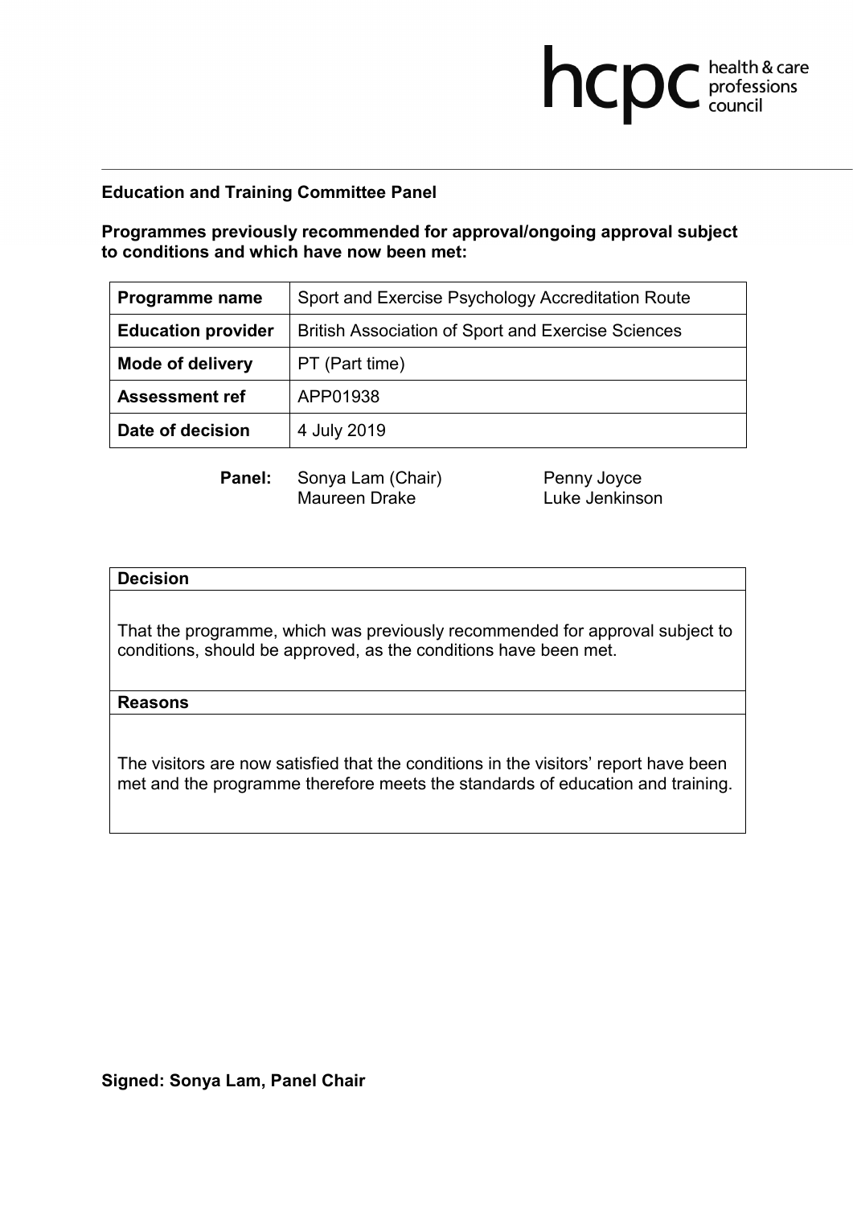**Education and Training Committee Panel**

**Programmes previously recommended for approval/ongoing approval subject to conditions and which have now been met:**

| **Programme name** | Sport and Exercise Psychology Accreditation Route |
|---|---|
| **Education provider** | British Association of Sport and Exercise Sciences |
| **Mode of delivery** | PT (Part time) |
| **Assessment ref** | APP01938 |
| **Date of decision** | 4 July 2019 |

**Panel:** Sonya Lam (Chair), Penny Joyce, Maureen Drake, Luke Jenkinson

**Decision**

That the programme, which was previously recommended for approval subject to conditions, should be approved, as the conditions have been met.

**Reasons**

The visitors are now satisfied that the conditions in the visitors' report have been met and the programme therefore meets the standards of education and training.

**Signed: Sonya Lam, Panel Chair**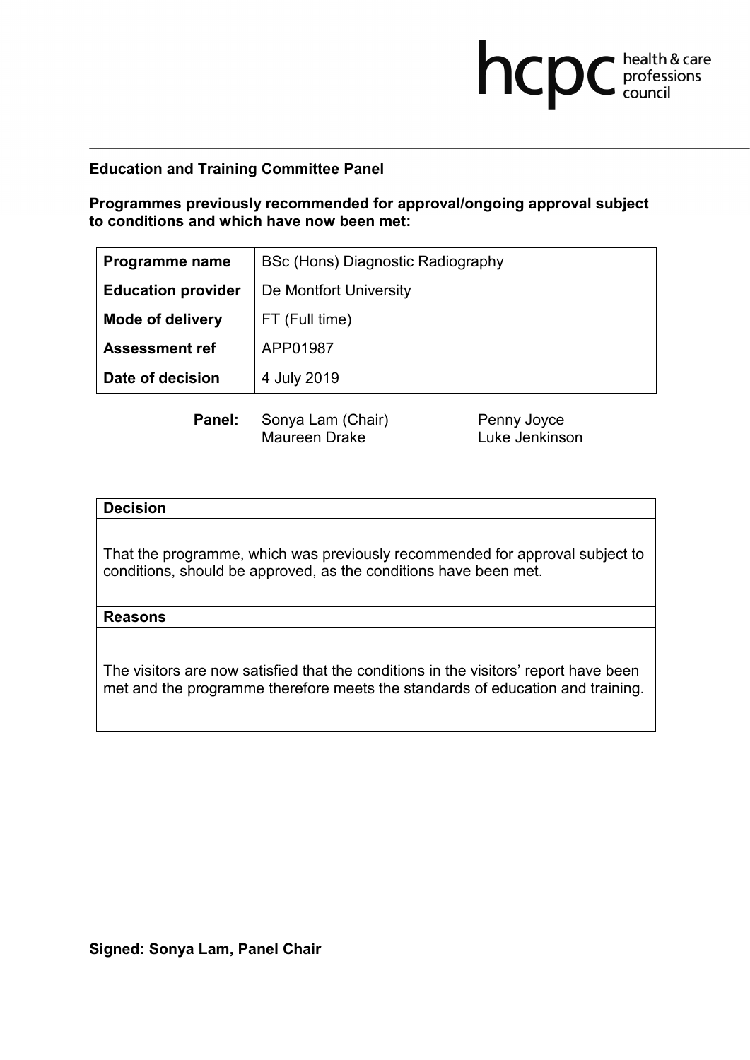**Education and Training Committee Panel**

**Programmes previously recommended for approval/ongoing approval subject to conditions and which have now been met:**

| **Programme name** | BSc (Hons) Diagnostic Radiography |
|---|---|
| **Education provider** | De Montfort University |
| **Mode of delivery** | FT (Full time) |
| **Assessment ref** | APP01987 |
| **Date of decision** | 4 July 2019 |

**Panel:** Sonya Lam (Chair), Maureen Drake, Penny Joyce, Luke Jenkinson

| **Decision** |
|---|
| That the programme, which was previously recommended for approval subject to conditions, should be approved, as the conditions have been met. |
| **Reasons** |
| The visitors are now satisfied that the conditions in the visitors' report have been met and the programme therefore meets the standards of education and training. |

**Signed: Sonya Lam, Panel Chair**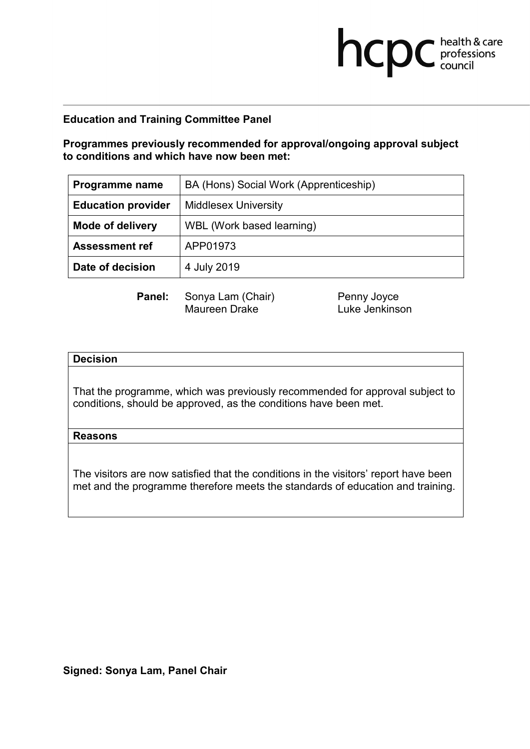**Education and Training Committee Panel**

**Programmes previously recommended for approval/ongoing approval subject to conditions and which have now been met:**

| **Programme name** | BA (Hons) Social Work (Apprenticeship) |
|---|---|
| **Education provider** | Middlesex University |
| **Mode of delivery** | WBL (Work based learning) |
| **Assessment ref** | APP01973 |
| **Date of decision** | 4 July 2019 |

**Panel:** Sonya Lam (Chair), Maureen Drake, Penny Joyce, Luke Jenkinson

| **Decision** |
|---|
| That the programme, which was previously recommended for approval subject to conditions, should be approved, as the conditions have been met. |
| **Reasons** |
| The visitors are now satisfied that the conditions in the visitors' report have been met and the programme therefore meets the standards of education and training. |

**Signed: Sonya Lam, Panel Chair**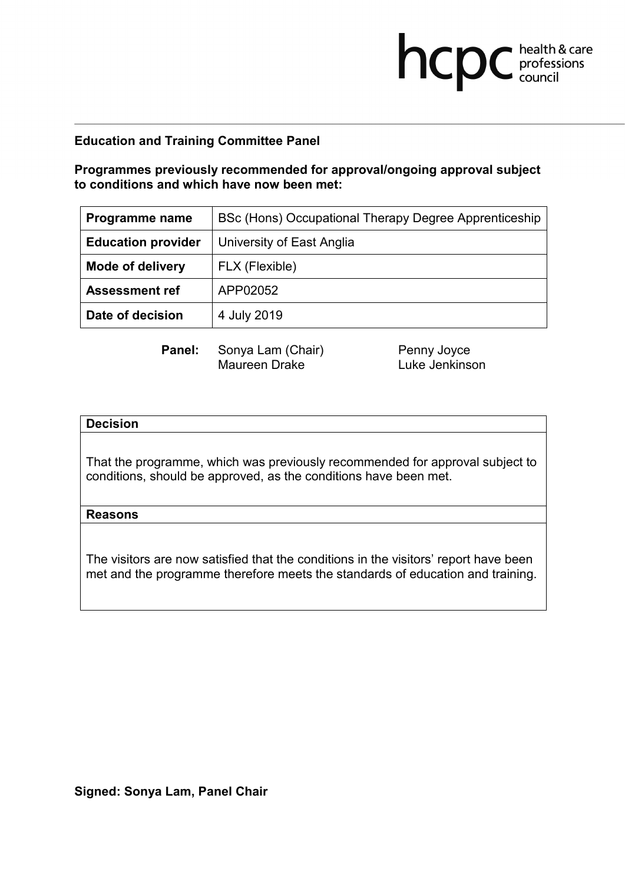**Education and Training Committee Panel**

**Programmes previously recommended for approval/ongoing approval subject to conditions and which have now been met:**

| **Programme name** | BSc (Hons) Occupational Therapy Degree Apprenticeship |
|---|---|
| **Education provider** | University of East Anglia |
| **Mode of delivery** | FLX (Flexible) |
| **Assessment ref** | APP02052 |
| **Date of decision** | 4 July 2019 |

**Panel:** Sonya Lam (Chair), Maureen Drake, Penny Joyce, Luke Jenkinson

| **Decision** |
|---|
| That the programme, which was previously recommended for approval subject to conditions, should be approved, as the conditions have been met. |
| **Reasons** |
| The visitors are now satisfied that the conditions in the visitors' report have been met and the programme therefore meets the standards of education and training. |

**Signed: Sonya Lam, Panel Chair**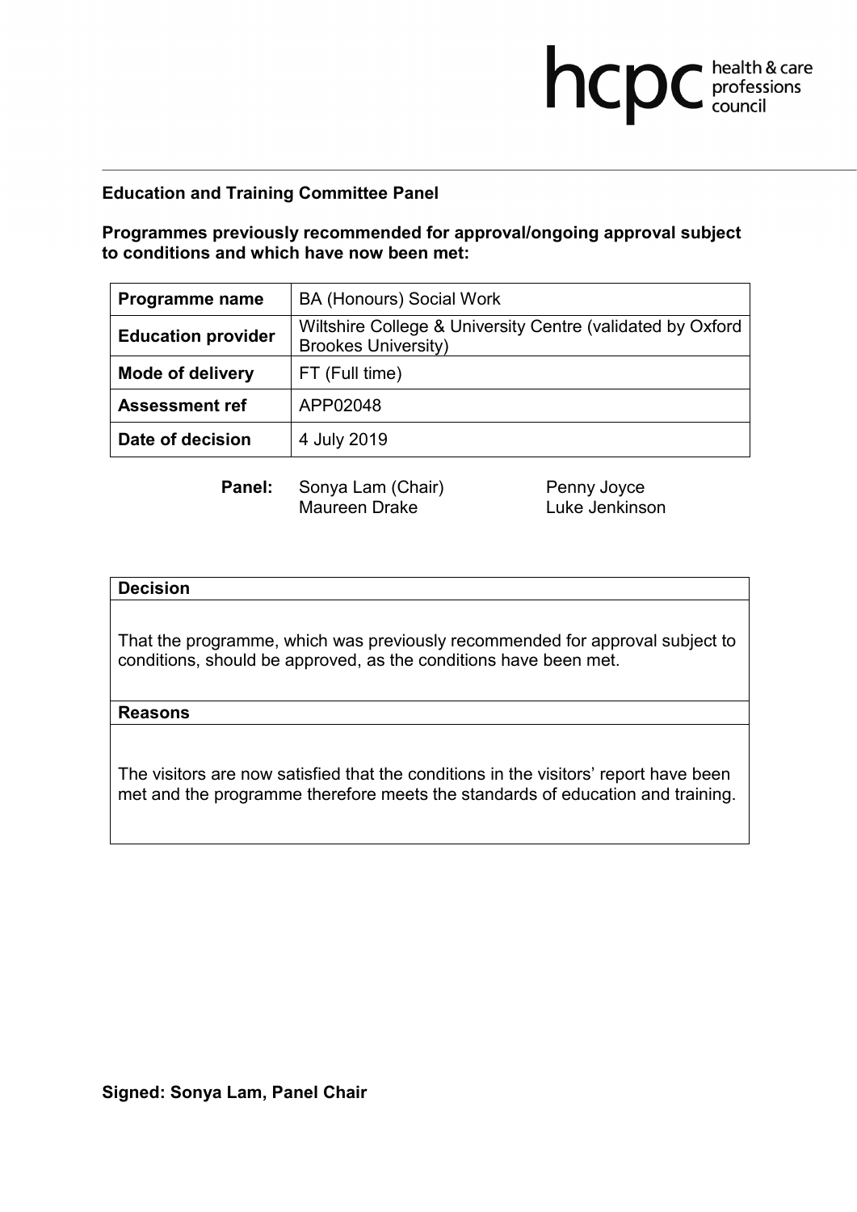**Education and Training Committee Panel**

**Programmes previously recommended for approval/ongoing approval subject to conditions and which have now been met:**

| **Programme name** | BA (Honours) Social Work |
|---|---|
| **Education provider** | Wiltshire College & University Centre (validated by Oxford Brookes University) |
| **Mode of delivery** | FT (Full time) |
| **Assessment ref** | APP02048 |
| **Date of decision** | 4 July 2019 |

**Panel:** Sonya Lam (Chair), Maureen Drake, Penny Joyce, Luke Jenkinson

| **Decision** |
|---|
| That the programme, which was previously recommended for approval subject to conditions, should be approved, as the conditions have been met. |
| **Reasons** |
| The visitors are now satisfied that the conditions in the visitors' report have been met and the programme therefore meets the standards of education and training. |

**Signed: Sonya Lam, Panel Chair**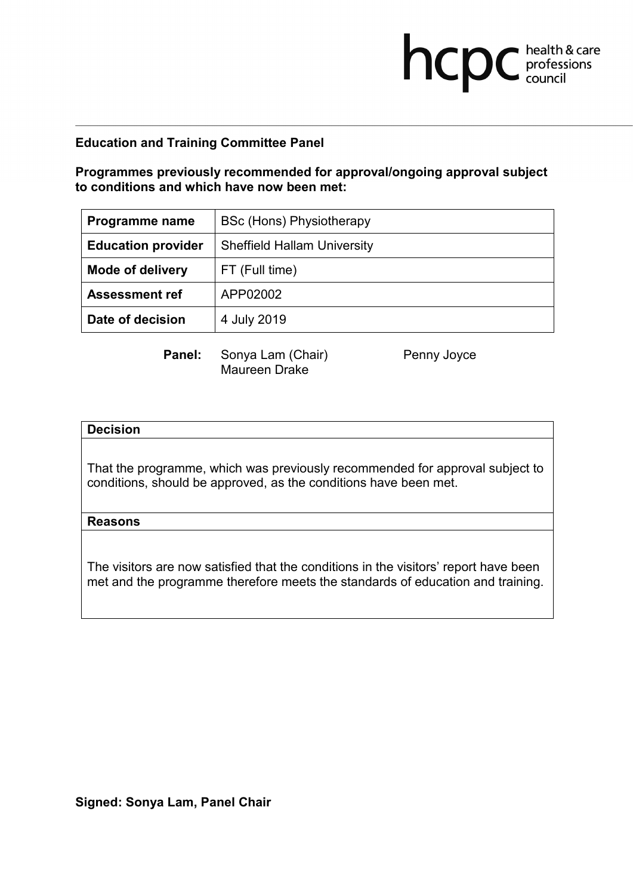**Education and Training Committee Panel**

**Programmes previously recommended for approval/ongoing approval subject to conditions and which have now been met:**

| **Programme name** | BSc (Hons) Physiotherapy |
|---|---|
| **Education provider** | Sheffield Hallam University |
| **Mode of delivery** | FT (Full time) |
| **Assessment ref** | APP02002 |
| **Date of decision** | 4 July 2019 |

**Panel:** Sonya Lam (Chair), Penny Joyce, Maureen Drake

| **Decision** |
|---|
| That the programme, which was previously recommended for approval subject to conditions, should be approved, as the conditions have been met. |
| **Reasons** |
| The visitors are now satisfied that the conditions in the visitors' report have been met and the programme therefore meets the standards of education and training. |

**Signed: Sonya Lam, Panel Chair**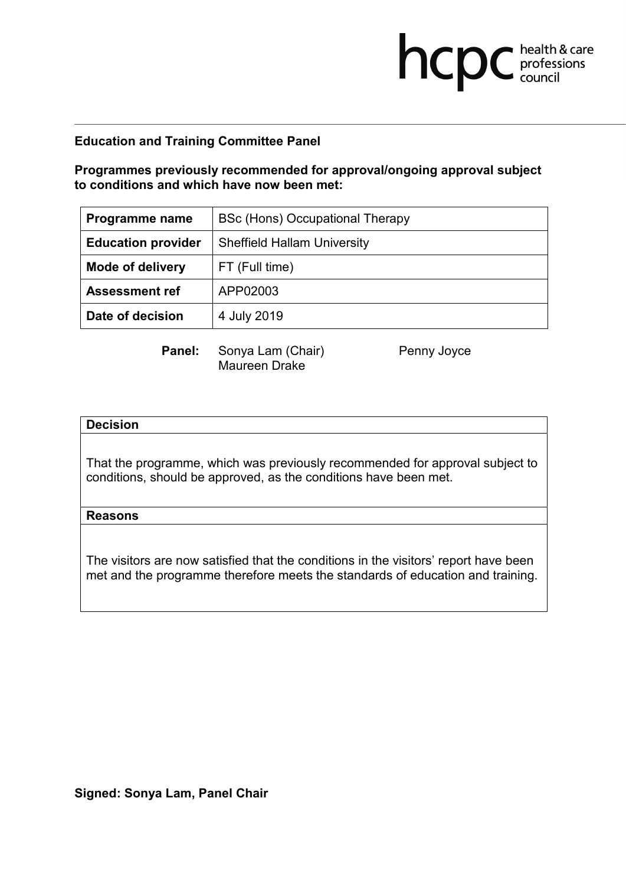**Education and Training Committee Panel**

**Programmes previously recommended for approval/ongoing approval subject to conditions and which have now been met:**

| **Programme name** | BSc (Hons) Occupational Therapy |
|---|---|
| **Education provider** | Sheffield Hallam University |
| **Mode of delivery** | FT (Full time) |
| **Assessment ref** | APP02003 |
| **Date of decision** | 4 July 2019 |

**Panel:** Sonya Lam (Chair), Penny Joyce, Maureen Drake

| **Decision** |
|---|
| That the programme, which was previously recommended for approval subject to conditions, should be approved, as the conditions have been met. |
| **Reasons** |
| The visitors are now satisfied that the conditions in the visitors' report have been met and the programme therefore meets the standards of education and training. |

**Signed: Sonya Lam, Panel Chair**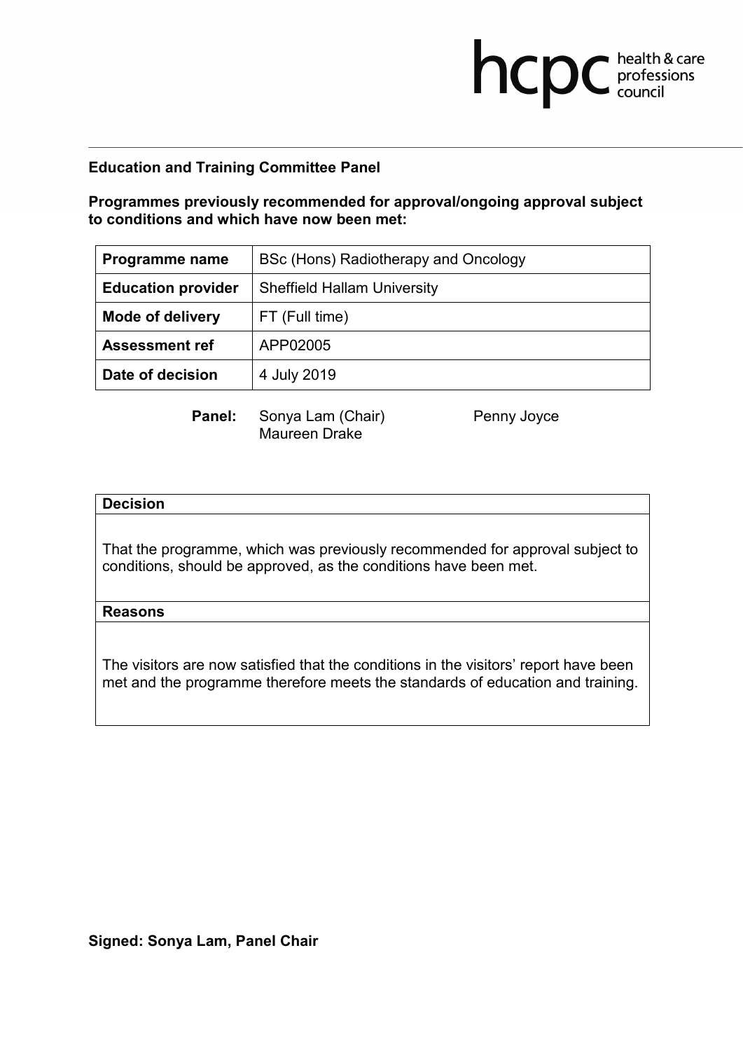**Education and Training Committee Panel**

**Programmes previously recommended for approval/ongoing approval subject to conditions and which have now been met:**

| **Programme name** | BSc (Hons) Radiotherapy and Oncology |
|---|---|
| **Education provider** | Sheffield Hallam University |
| **Mode of delivery** | FT (Full time) |
| **Assessment ref** | APP02005 |
| **Date of decision** | 4 July 2019 |

**Panel:** Sonya Lam (Chair), Penny Joyce, Maureen Drake

| **Decision** |
|---|
| That the programme, which was previously recommended for approval subject to conditions, should be approved, as the conditions have been met. |
| **Reasons** |
| The visitors are now satisfied that the conditions in the visitors' report have been met and the programme therefore meets the standards of education and training. |

**Signed: Sonya Lam, Panel Chair**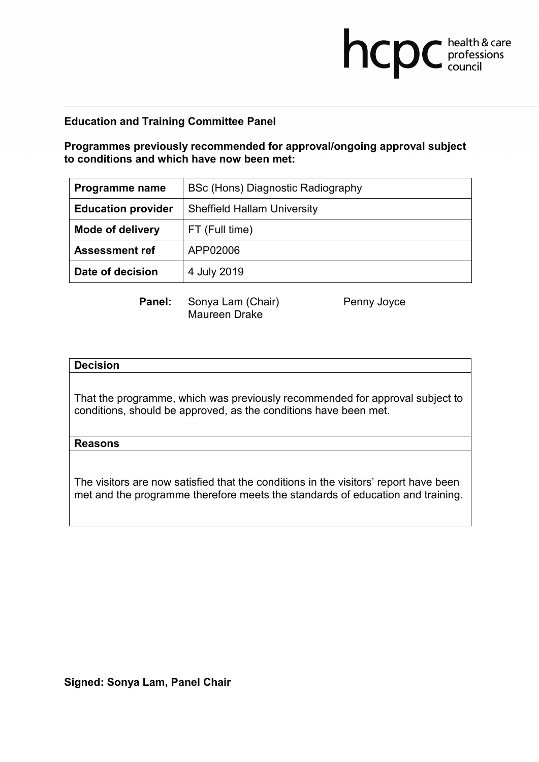**Education and Training Committee Panel**

**Programmes previously recommended for approval/ongoing approval subject to conditions and which have now been met:**

| | |
|---|---|
| **Programme name** | BSc (Hons) Diagnostic Radiography |
| **Education provider** | Sheffield Hallam University |
| **Mode of delivery** | FT (Full time) |
| **Assessment ref** | APP02006 |
| **Date of decision** | 4 July 2019 |

**Panel:** Sonya Lam (Chair), Penny Joyce, Maureen Drake

| **Decision** |
|---|
| That the programme, which was previously recommended for approval subject to conditions, should be approved, as the conditions have been met. |
| **Reasons** |
| The visitors are now satisfied that the conditions in the visitors' report have been met and the programme therefore meets the standards of education and training. |

**Signed: Sonya Lam, Panel Chair**